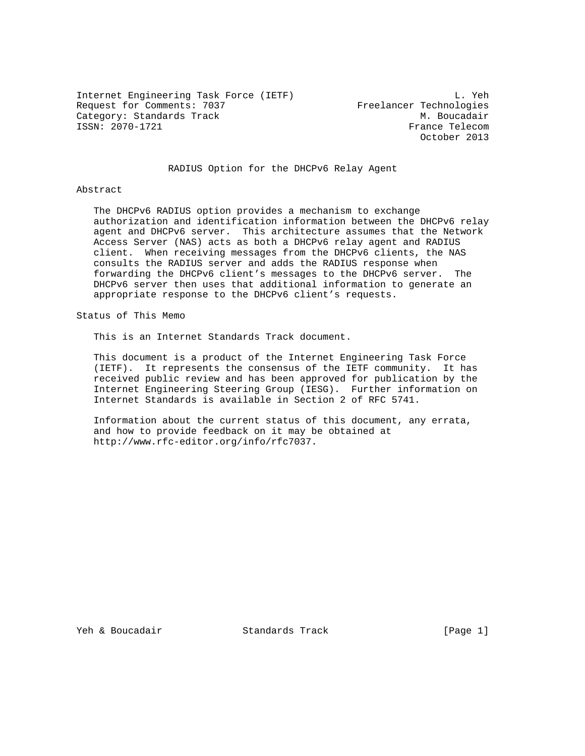Internet Engineering Task Force (IETF) L. Yeh
Request for Comments: 7037 Freelancer Technologies
Category: Standards Track M. Boucadair
ISSN: 2070-1721 France Telecom
October 2013

# RADIUS Option for the DHCPv6 Relay Agent

## Abstract

The DHCPv6 RADIUS option provides a mechanism to exchange authorization and identification information between the DHCPv6 relay agent and DHCPv6 server. This architecture assumes that the Network Access Server (NAS) acts as both a DHCPv6 relay agent and RADIUS client. When receiving messages from the DHCPv6 clients, the NAS consults the RADIUS server and adds the RADIUS response when forwarding the DHCPv6 client's messages to the DHCPv6 server. The DHCPv6 server then uses that additional information to generate an appropriate response to the DHCPv6 client's requests.

## Status of This Memo

This is an Internet Standards Track document.

This document is a product of the Internet Engineering Task Force (IETF). It represents the consensus of the IETF community. It has received public review and has been approved for publication by the Internet Engineering Steering Group (IESG). Further information on Internet Standards is available in Section 2 of RFC 5741.

Information about the current status of this document, any errata, and how to provide feedback on it may be obtained at http://www.rfc-editor.org/info/rfc7037.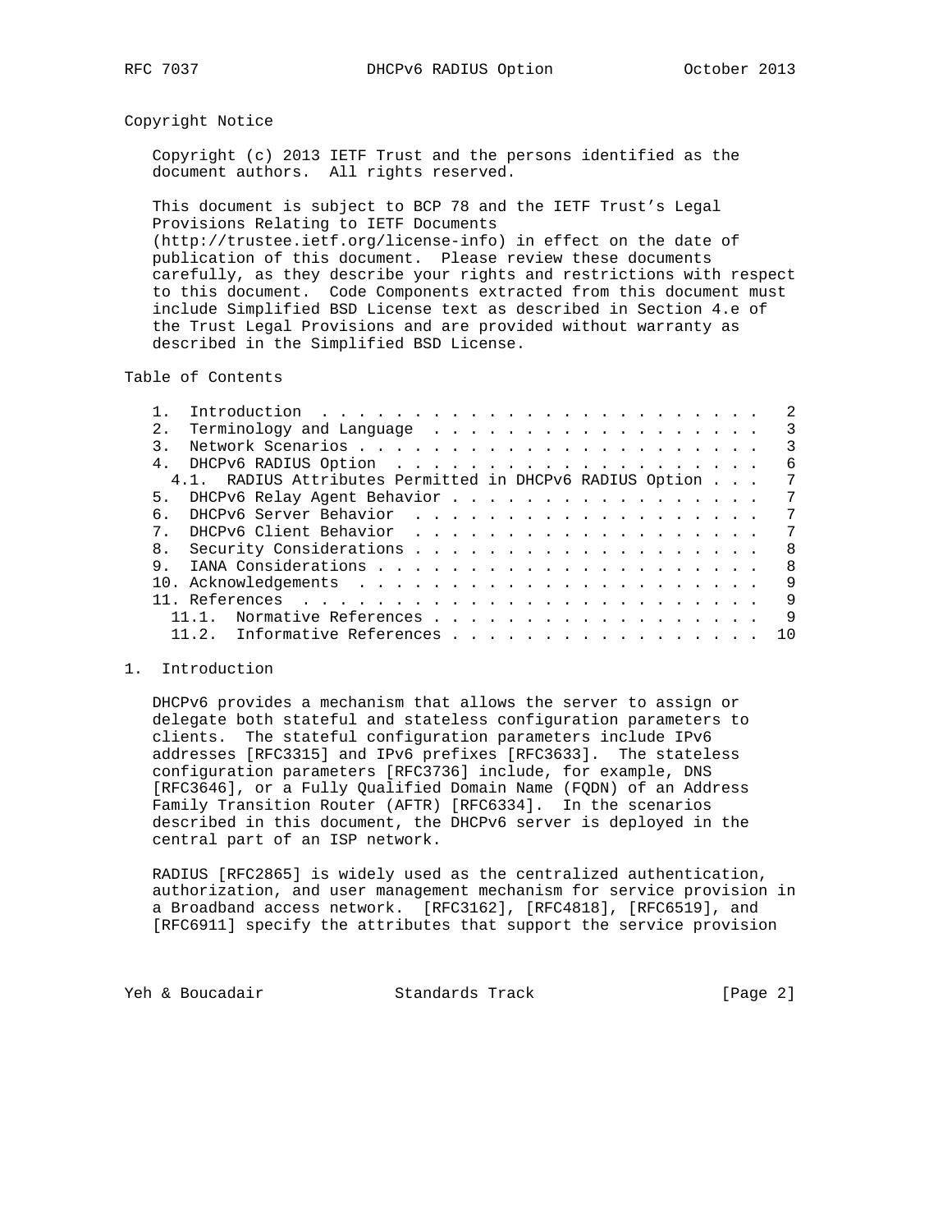## Copyright Notice

Copyright (c) 2013 IETF Trust and the persons identified as the document authors. All rights reserved.

This document is subject to BCP 78 and the IETF Trust's Legal Provisions Relating to IETF Documents (http://trustee.ietf.org/license-info) in effect on the date of publication of this document. Please review these documents carefully, as they describe your rights and restrictions with respect to this document. Code Components extracted from this document must include Simplified BSD License text as described in Section 4.e of the Trust Legal Provisions and are provided without warranty as described in the Simplified BSD License.

## Table of Contents

```
   1.  Introduction . . . . . . . . . . . . . . . . . . . . . . . .   2
   2.  Terminology and Language . . . . . . . . . . . . . . . . . .   3
   3.  Network Scenarios . . . . . . . . . . . . . . . . . . . . . .   3
   4.  DHCPv6 RADIUS Option . . . . . . . . . . . . . . . . . . . .   6
     4.1.  RADIUS Attributes Permitted in DHCPv6 RADIUS Option . . .   7
   5.  DHCPv6 Relay Agent Behavior . . . . . . . . . . . . . . . . .   7
   6.  DHCPv6 Server Behavior . . . . . . . . . . . . . . . . . . .   7
   7.  DHCPv6 Client Behavior . . . . . . . . . . . . . . . . . . .   7
   8.  Security Considerations . . . . . . . . . . . . . . . . . . .   8
   9.  IANA Considerations . . . . . . . . . . . . . . . . . . . . .   8
   10. Acknowledgements . . . . . . . . . . . . . . . . . . . . . .   9
   11. References . . . . . . . . . . . . . . . . . . . . . . . . .   9
     11.1.  Normative References . . . . . . . . . . . . . . . . . .   9
     11.2.  Informative References . . . . . . . . . . . . . . . . .  10
```

## 1. Introduction

DHCPv6 provides a mechanism that allows the server to assign or delegate both stateful and stateless configuration parameters to clients. The stateful configuration parameters include IPv6 addresses [RFC3315] and IPv6 prefixes [RFC3633]. The stateless configuration parameters [RFC3736] include, for example, DNS [RFC3646], or a Fully Qualified Domain Name (FQDN) of an Address Family Transition Router (AFTR) [RFC6334]. In the scenarios described in this document, the DHCPv6 server is deployed in the central part of an ISP network.

RADIUS [RFC2865] is widely used as the centralized authentication, authorization, and user management mechanism for service provision in a Broadband access network. [RFC3162], [RFC4818], [RFC6519], and [RFC6911] specify the attributes that support the service provision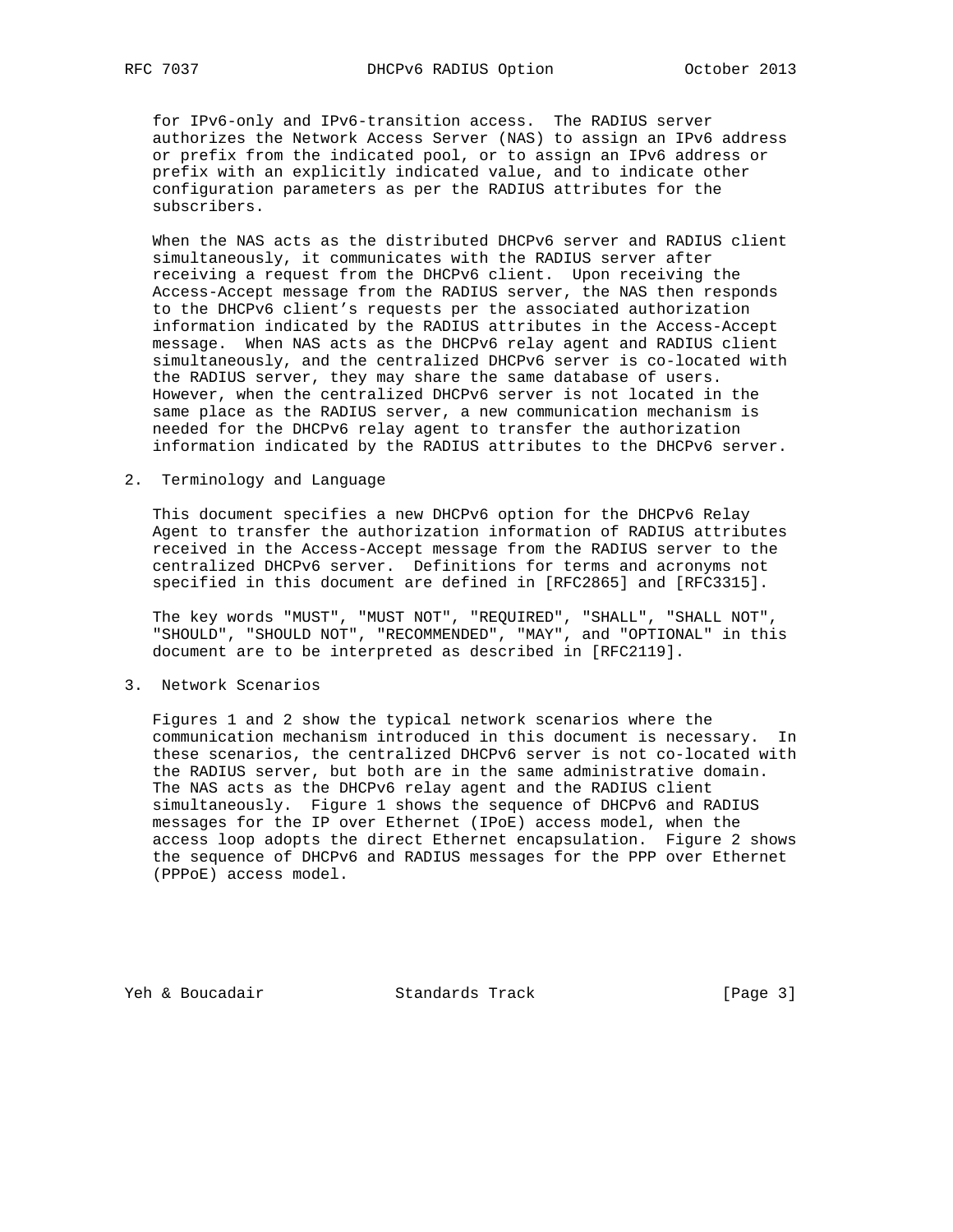for IPv6-only and IPv6-transition access. The RADIUS server authorizes the Network Access Server (NAS) to assign an IPv6 address or prefix from the indicated pool, or to assign an IPv6 address or prefix with an explicitly indicated value, and to indicate other configuration parameters as per the RADIUS attributes for the subscribers.

When the NAS acts as the distributed DHCPv6 server and RADIUS client simultaneously, it communicates with the RADIUS server after receiving a request from the DHCPv6 client. Upon receiving the Access-Accept message from the RADIUS server, the NAS then responds to the DHCPv6 client's requests per the associated authorization information indicated by the RADIUS attributes in the Access-Accept message. When NAS acts as the DHCPv6 relay agent and RADIUS client simultaneously, and the centralized DHCPv6 server is co-located with the RADIUS server, they may share the same database of users. However, when the centralized DHCPv6 server is not located in the same place as the RADIUS server, a new communication mechanism is needed for the DHCPv6 relay agent to transfer the authorization information indicated by the RADIUS attributes to the DHCPv6 server.

## 2. Terminology and Language

This document specifies a new DHCPv6 option for the DHCPv6 Relay Agent to transfer the authorization information of RADIUS attributes received in the Access-Accept message from the RADIUS server to the centralized DHCPv6 server. Definitions for terms and acronyms not specified in this document are defined in [RFC2865] and [RFC3315].

The key words "MUST", "MUST NOT", "REQUIRED", "SHALL", "SHALL NOT", "SHOULD", "SHOULD NOT", "RECOMMENDED", "MAY", and "OPTIONAL" in this document are to be interpreted as described in [RFC2119].

## 3. Network Scenarios

Figures 1 and 2 show the typical network scenarios where the communication mechanism introduced in this document is necessary. In these scenarios, the centralized DHCPv6 server is not co-located with the RADIUS server, but both are in the same administrative domain. The NAS acts as the DHCPv6 relay agent and the RADIUS client simultaneously. Figure 1 shows the sequence of DHCPv6 and RADIUS messages for the IP over Ethernet (IPoE) access model, when the access loop adopts the direct Ethernet encapsulation. Figure 2 shows the sequence of DHCPv6 and RADIUS messages for the PPP over Ethernet (PPPoE) access model.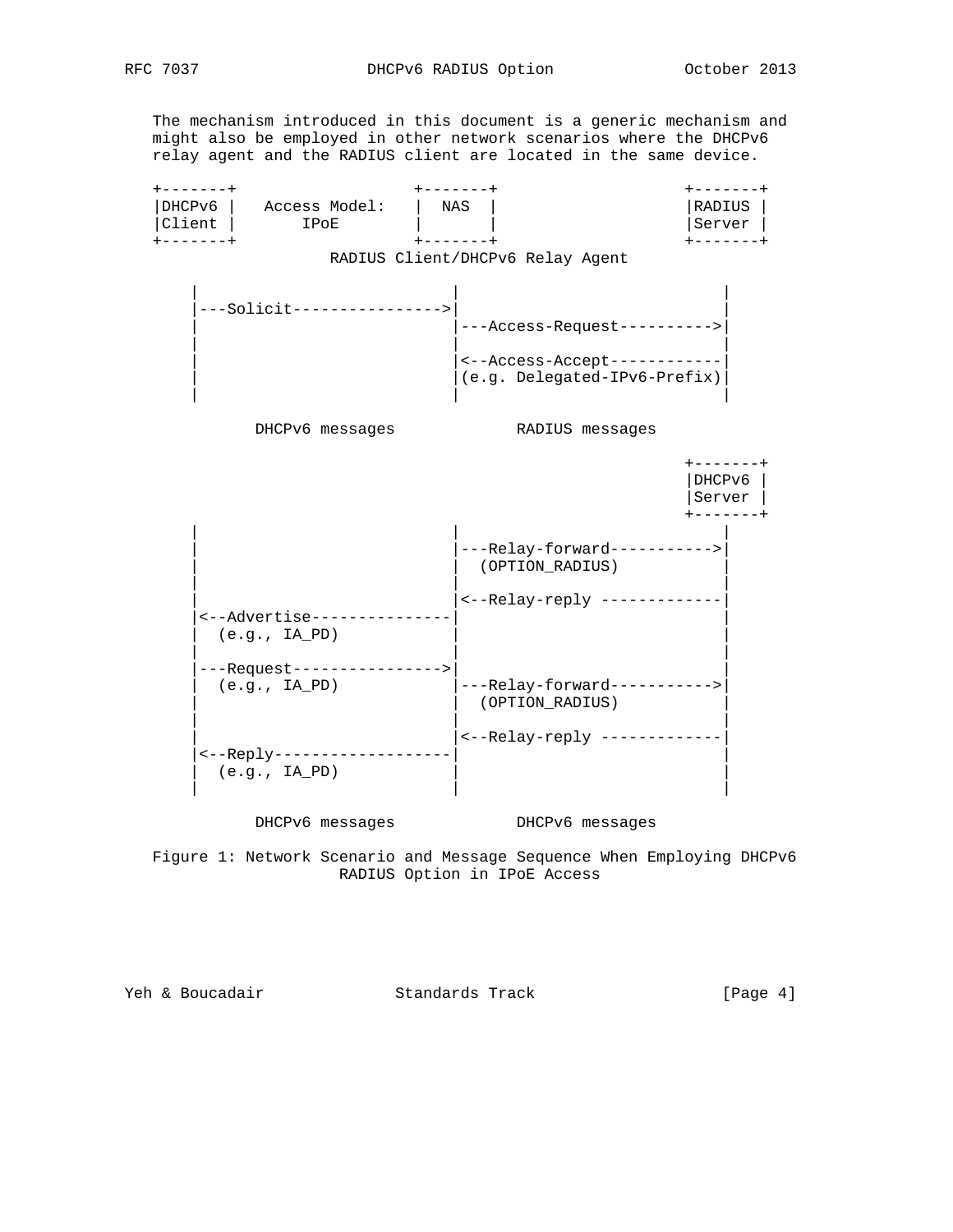The mechanism introduced in this document is a generic mechanism and might also be employed in other network scenarios where the DHCPv6 relay agent and the RADIUS client are located in the same device.

```
+-------+                  +-------+                  +-------+
|DHCPv6 |   Access Model:  |  NAS  |                  |RADIUS |
|Client |       IPoE       |       |                  |Server |
+-------+                  +-------+                  +-------+
                 RADIUS Client/DHCPv6 Relay Agent

    |                         |                          |
    |---Solicit-------------->|                          |
    |                         |---Access-Request-------->|
    |                         |                          |
    |                         |<--Access-Accept----------|
    |                         |(e.g. Delegated-IPv6-Prefix)|
    |                         |                          |

         DHCPv6 messages            RADIUS messages

                                                      +-------+
                                                      |DHCPv6 |
                                                      |Server |
                                                      +-------+
    |                         |                          |
    |                         |---Relay-forward--------->|
    |                         |  (OPTION_RADIUS)         |
    |                         |                          |
    |                         |<--Relay-reply -----------|
    |<--Advertise-------------|                          |
    |  (e.g., IA_PD)          |                          |
    |                         |                          |
    |---Request-------------->|                          |
    |  (e.g., IA_PD)          |---Relay-forward--------->|
    |                         |  (OPTION_RADIUS)         |
    |                         |                          |
    |                         |<--Relay-reply -----------|
    |<--Reply-----------------|                          |
    |  (e.g., IA_PD)          |                          |
    |                         |                          |

         DHCPv6 messages            DHCPv6 messages
```

Figure 1: Network Scenario and Message Sequence When Employing DHCPv6 RADIUS Option in IPoE Access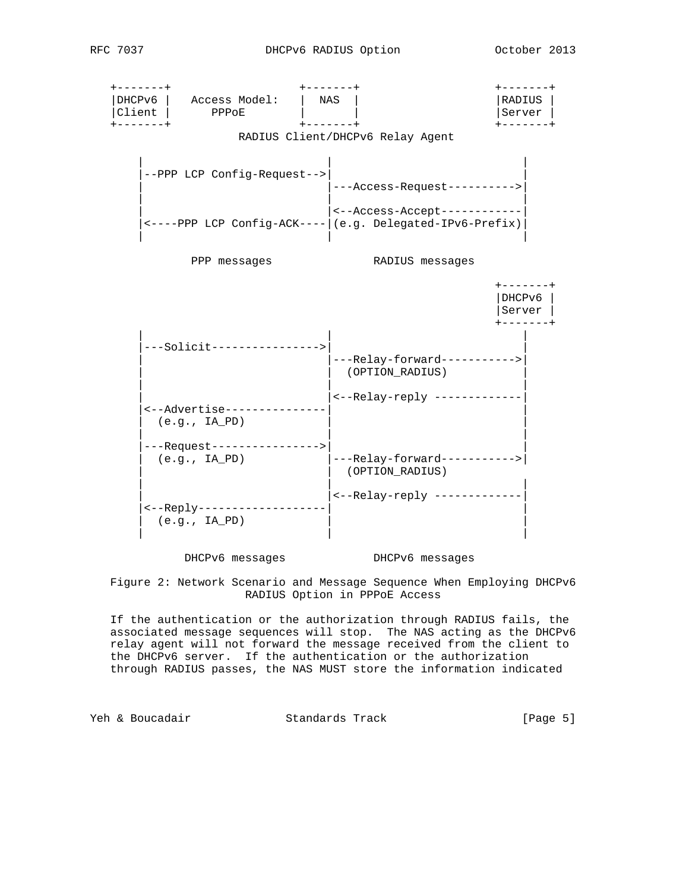```
   +-------+                 +-------+                    +-------+
   |DHCPv6 |   Access Model:   |  NAS  |                    |RADIUS |
   |Client |      PPPoE        |       |                    |Server |
   +-------+                 +-------+                    +-------+
                      RADIUS Client/DHCPv6 Relay Agent

       |                          |                            |
       |--PPP LCP Config-Request-->|                            |
       |                          |---Access-Request---------->|
       |                          |                            |
       |                          |<--Access-Accept------------|
       |<----PPP LCP Config-ACK----|(e.g. Delegated-IPv6-Prefix)|
       |                          |                            |

               PPP messages               RADIUS messages

                                                          +-------+
                                                          |DHCPv6 |
                                                          |Server |
                                                          +-------+
       |                          |                            |
       |---Solicit---------------->|                            |
       |                          |---Relay-forward----------->|
       |                          |  (OPTION_RADIUS)           |
       |                          |                            |
       |                          |<--Relay-reply -------------|
       |<--Advertise---------------|                            |
       |  (e.g., IA_PD)           |                            |
       |                          |                            |
       |---Request---------------->|                            |
       |  (e.g., IA_PD)           |---Relay-forward----------->|
       |                          |  (OPTION_RADIUS)           |
       |                          |                            |
       |                          |<--Relay-reply -------------|
       |<--Reply-------------------|                            |
       |  (e.g., IA_PD)           |                            |
       |                          |                            |

              DHCPv6 messages            DHCPv6 messages
```

Figure 2: Network Scenario and Message Sequence When Employing DHCPv6 RADIUS Option in PPPoE Access

If the authentication or the authorization through RADIUS fails, the associated message sequences will stop. The NAS acting as the DHCPv6 relay agent will not forward the message received from the client to the DHCPv6 server. If the authentication or the authorization through RADIUS passes, the NAS MUST store the information indicated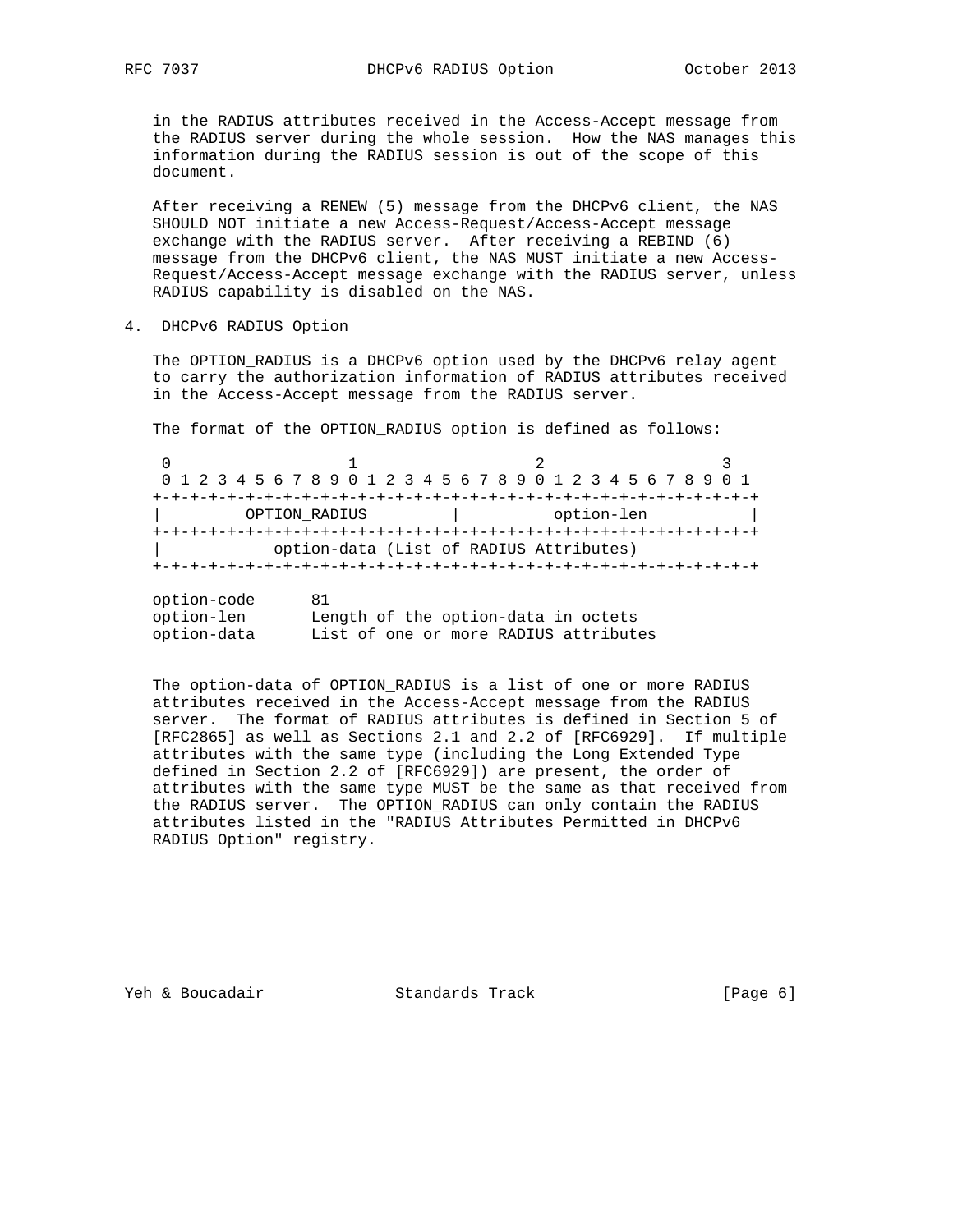in the RADIUS attributes received in the Access-Accept message from the RADIUS server during the whole session. How the NAS manages this information during the RADIUS session is out of the scope of this document.

After receiving a RENEW (5) message from the DHCPv6 client, the NAS SHOULD NOT initiate a new Access-Request/Access-Accept message exchange with the RADIUS server. After receiving a REBIND (6) message from the DHCPv6 client, the NAS MUST initiate a new Access-Request/Access-Accept message exchange with the RADIUS server, unless RADIUS capability is disabled on the NAS.

## 4. DHCPv6 RADIUS Option

The OPTION_RADIUS is a DHCPv6 option used by the DHCPv6 relay agent to carry the authorization information of RADIUS attributes received in the Access-Accept message from the RADIUS server.

The format of the OPTION_RADIUS option is defined as follows:

```
 0                   1                   2                   3
 0 1 2 3 4 5 6 7 8 9 0 1 2 3 4 5 6 7 8 9 0 1 2 3 4 5 6 7 8 9 0 1
+-+-+-+-+-+-+-+-+-+-+-+-+-+-+-+-+-+-+-+-+-+-+-+-+-+-+-+-+-+-+-+-+
|         OPTION_RADIUS         |          option-len           |
+-+-+-+-+-+-+-+-+-+-+-+-+-+-+-+-+-+-+-+-+-+-+-+-+-+-+-+-+-+-+-+-+
|           option-data (List of RADIUS Attributes)
+-+-+-+-+-+-+-+-+-+-+-+-+-+-+-+-+-+-+-+-+-+-+-+-+-+-+-+-+-+-+-+-+

option-code      81
option-len       Length of the option-data in octets
option-data      List of one or more RADIUS attributes
```

The option-data of OPTION_RADIUS is a list of one or more RADIUS attributes received in the Access-Accept message from the RADIUS server. The format of RADIUS attributes is defined in Section 5 of [RFC2865] as well as Sections 2.1 and 2.2 of [RFC6929]. If multiple attributes with the same type (including the Long Extended Type defined in Section 2.2 of [RFC6929]) are present, the order of attributes with the same type MUST be the same as that received from the RADIUS server. The OPTION_RADIUS can only contain the RADIUS attributes listed in the "RADIUS Attributes Permitted in DHCPv6 RADIUS Option" registry.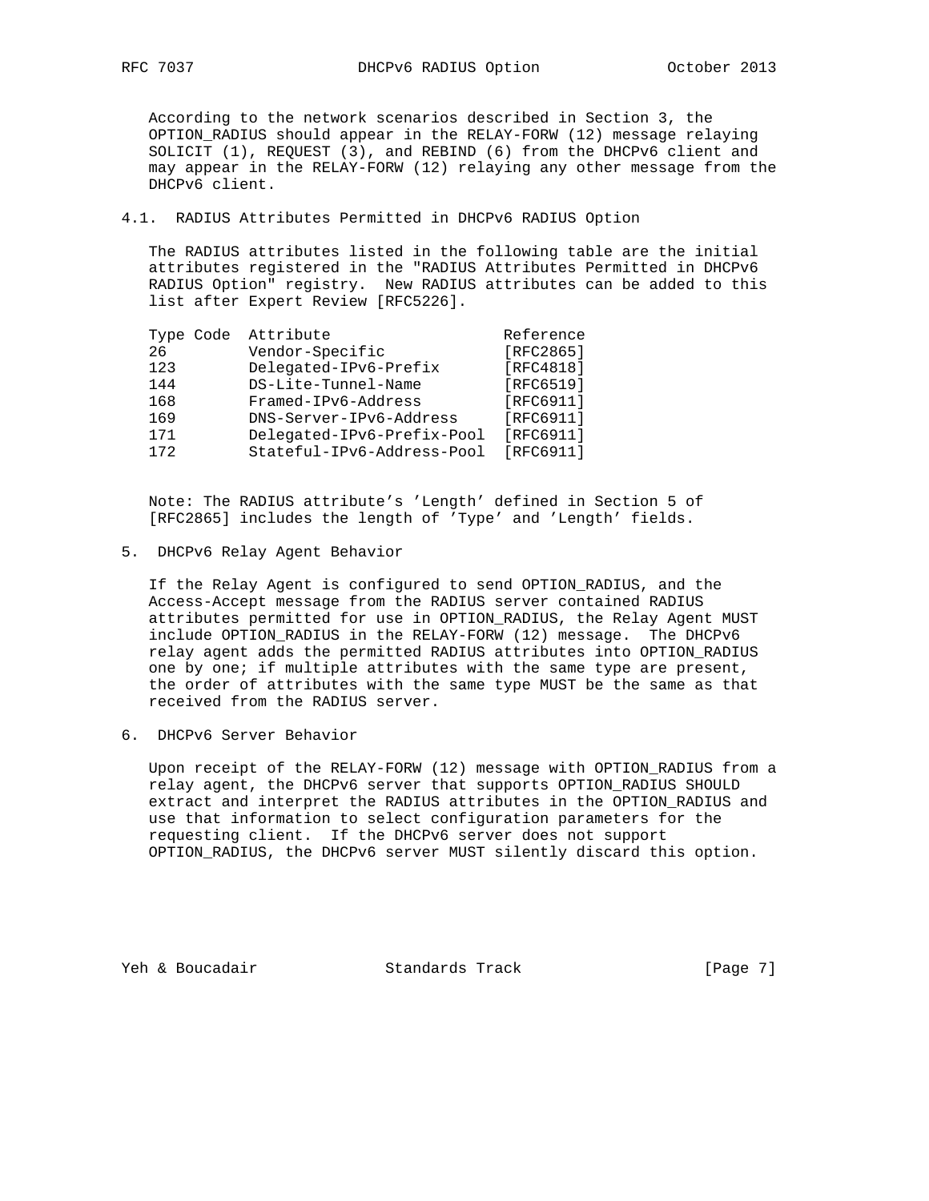According to the network scenarios described in Section 3, the OPTION_RADIUS should appear in the RELAY-FORW (12) message relaying SOLICIT (1), REQUEST (3), and REBIND (6) from the DHCPv6 client and may appear in the RELAY-FORW (12) relaying any other message from the DHCPv6 client.

### 4.1. RADIUS Attributes Permitted in DHCPv6 RADIUS Option

The RADIUS attributes listed in the following table are the initial attributes registered in the "RADIUS Attributes Permitted in DHCPv6 RADIUS Option" registry. New RADIUS attributes can be added to this list after Expert Review [RFC5226].

| Type Code | Attribute | Reference |
|---|---|---|
| 26 | Vendor-Specific | [RFC2865] |
| 123 | Delegated-IPv6-Prefix | [RFC4818] |
| 144 | DS-Lite-Tunnel-Name | [RFC6519] |
| 168 | Framed-IPv6-Address | [RFC6911] |
| 169 | DNS-Server-IPv6-Address | [RFC6911] |
| 171 | Delegated-IPv6-Prefix-Pool | [RFC6911] |
| 172 | Stateful-IPv6-Address-Pool | [RFC6911] |

Note: The RADIUS attribute’s ’Length’ defined in Section 5 of [RFC2865] includes the length of ’Type’ and ’Length’ fields.

## 5. DHCPv6 Relay Agent Behavior

If the Relay Agent is configured to send OPTION_RADIUS, and the Access-Accept message from the RADIUS server contained RADIUS attributes permitted for use in OPTION_RADIUS, the Relay Agent MUST include OPTION_RADIUS in the RELAY-FORW (12) message. The DHCPv6 relay agent adds the permitted RADIUS attributes into OPTION_RADIUS one by one; if multiple attributes with the same type are present, the order of attributes with the same type MUST be the same as that received from the RADIUS server.

## 6. DHCPv6 Server Behavior

Upon receipt of the RELAY-FORW (12) message with OPTION_RADIUS from a relay agent, the DHCPv6 server that supports OPTION_RADIUS SHOULD extract and interpret the RADIUS attributes in the OPTION_RADIUS and use that information to select configuration parameters for the requesting client. If the DHCPv6 server does not support OPTION_RADIUS, the DHCPv6 server MUST silently discard this option.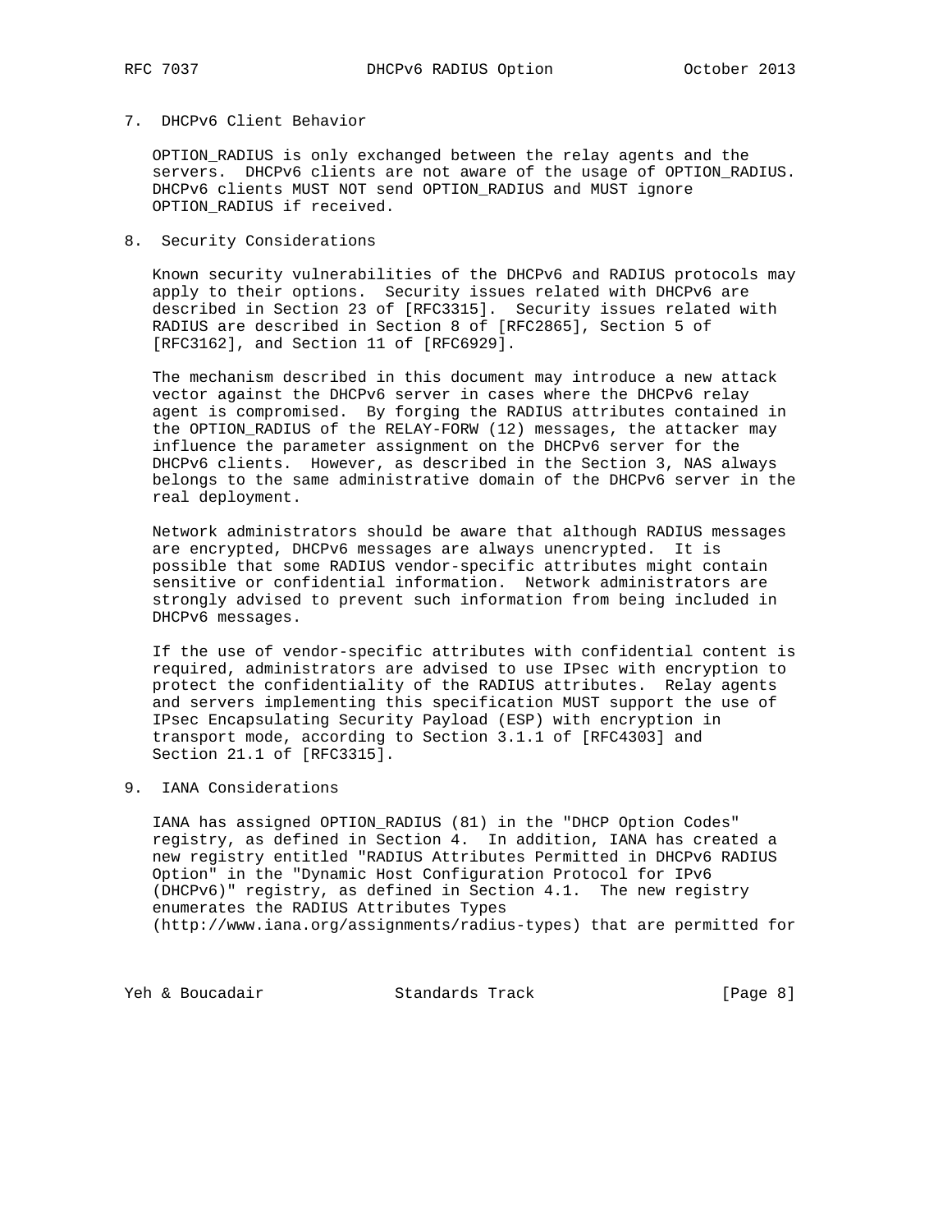## 7. DHCPv6 Client Behavior

OPTION_RADIUS is only exchanged between the relay agents and the servers. DHCPv6 clients are not aware of the usage of OPTION_RADIUS. DHCPv6 clients MUST NOT send OPTION_RADIUS and MUST ignore OPTION_RADIUS if received.

## 8. Security Considerations

Known security vulnerabilities of the DHCPv6 and RADIUS protocols may apply to their options. Security issues related with DHCPv6 are described in Section 23 of [RFC3315]. Security issues related with RADIUS are described in Section 8 of [RFC2865], Section 5 of [RFC3162], and Section 11 of [RFC6929].

The mechanism described in this document may introduce a new attack vector against the DHCPv6 server in cases where the DHCPv6 relay agent is compromised. By forging the RADIUS attributes contained in the OPTION_RADIUS of the RELAY-FORW (12) messages, the attacker may influence the parameter assignment on the DHCPv6 server for the DHCPv6 clients. However, as described in the Section 3, NAS always belongs to the same administrative domain of the DHCPv6 server in the real deployment.

Network administrators should be aware that although RADIUS messages are encrypted, DHCPv6 messages are always unencrypted. It is possible that some RADIUS vendor-specific attributes might contain sensitive or confidential information. Network administrators are strongly advised to prevent such information from being included in DHCPv6 messages.

If the use of vendor-specific attributes with confidential content is required, administrators are advised to use IPsec with encryption to protect the confidentiality of the RADIUS attributes. Relay agents and servers implementing this specification MUST support the use of IPsec Encapsulating Security Payload (ESP) with encryption in transport mode, according to Section 3.1.1 of [RFC4303] and Section 21.1 of [RFC3315].

## 9. IANA Considerations

IANA has assigned OPTION_RADIUS (81) in the "DHCP Option Codes" registry, as defined in Section 4. In addition, IANA has created a new registry entitled "RADIUS Attributes Permitted in DHCPv6 RADIUS Option" in the "Dynamic Host Configuration Protocol for IPv6 (DHCPv6)" registry, as defined in Section 4.1. The new registry enumerates the RADIUS Attributes Types (http://www.iana.org/assignments/radius-types) that are permitted for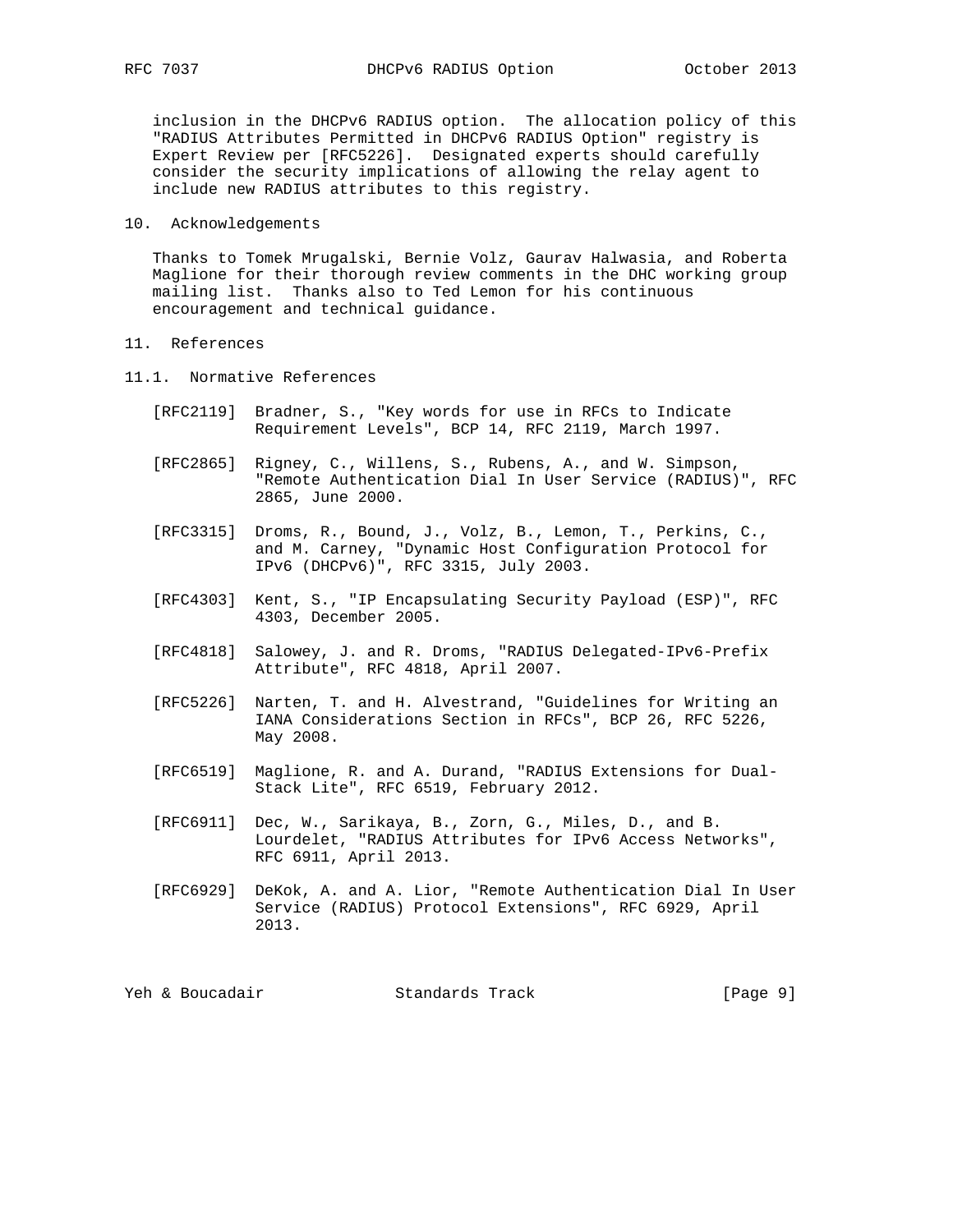inclusion in the DHCPv6 RADIUS option. The allocation policy of this "RADIUS Attributes Permitted in DHCPv6 RADIUS Option" registry is Expert Review per [RFC5226]. Designated experts should carefully consider the security implications of allowing the relay agent to include new RADIUS attributes to this registry.

## 10. Acknowledgements

Thanks to Tomek Mrugalski, Bernie Volz, Gaurav Halwasia, and Roberta Maglione for their thorough review comments in the DHC working group mailing list. Thanks also to Ted Lemon for his continuous encouragement and technical guidance.

## 11. References

### 11.1. Normative References

[RFC2119] Bradner, S., "Key words for use in RFCs to Indicate Requirement Levels", BCP 14, RFC 2119, March 1997.

[RFC2865] Rigney, C., Willens, S., Rubens, A., and W. Simpson, "Remote Authentication Dial In User Service (RADIUS)", RFC 2865, June 2000.

[RFC3315] Droms, R., Bound, J., Volz, B., Lemon, T., Perkins, C., and M. Carney, "Dynamic Host Configuration Protocol for IPv6 (DHCPv6)", RFC 3315, July 2003.

[RFC4303] Kent, S., "IP Encapsulating Security Payload (ESP)", RFC 4303, December 2005.

[RFC4818] Salowey, J. and R. Droms, "RADIUS Delegated-IPv6-Prefix Attribute", RFC 4818, April 2007.

[RFC5226] Narten, T. and H. Alvestrand, "Guidelines for Writing an IANA Considerations Section in RFCs", BCP 26, RFC 5226, May 2008.

[RFC6519] Maglione, R. and A. Durand, "RADIUS Extensions for Dual-Stack Lite", RFC 6519, February 2012.

[RFC6911] Dec, W., Sarikaya, B., Zorn, G., Miles, D., and B. Lourdelet, "RADIUS Attributes for IPv6 Access Networks", RFC 6911, April 2013.

[RFC6929] DeKok, A. and A. Lior, "Remote Authentication Dial In User Service (RADIUS) Protocol Extensions", RFC 6929, April 2013.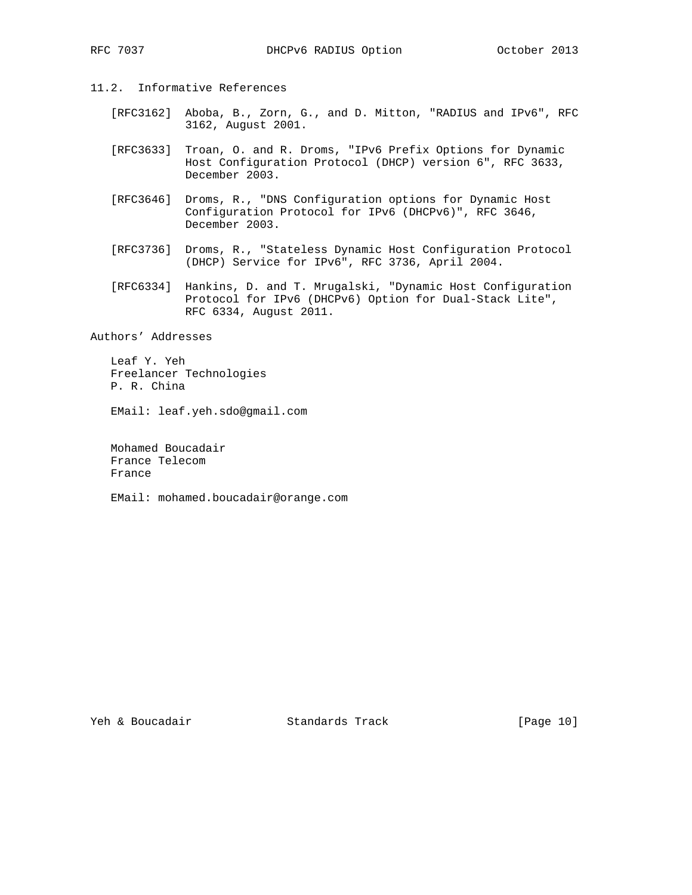## 11.2. Informative References

[RFC3162] Aboba, B., Zorn, G., and D. Mitton, "RADIUS and IPv6", RFC 3162, August 2001.

[RFC3633] Troan, O. and R. Droms, "IPv6 Prefix Options for Dynamic Host Configuration Protocol (DHCP) version 6", RFC 3633, December 2003.

[RFC3646] Droms, R., "DNS Configuration options for Dynamic Host Configuration Protocol for IPv6 (DHCPv6)", RFC 3646, December 2003.

[RFC3736] Droms, R., "Stateless Dynamic Host Configuration Protocol (DHCP) Service for IPv6", RFC 3736, April 2004.

[RFC6334] Hankins, D. and T. Mrugalski, "Dynamic Host Configuration Protocol for IPv6 (DHCPv6) Option for Dual-Stack Lite", RFC 6334, August 2011.

## Authors' Addresses

Leaf Y. Yeh
Freelancer Technologies
P. R. China

EMail: leaf.yeh.sdo@gmail.com

Mohamed Boucadair
France Telecom
France

EMail: mohamed.boucadair@orange.com